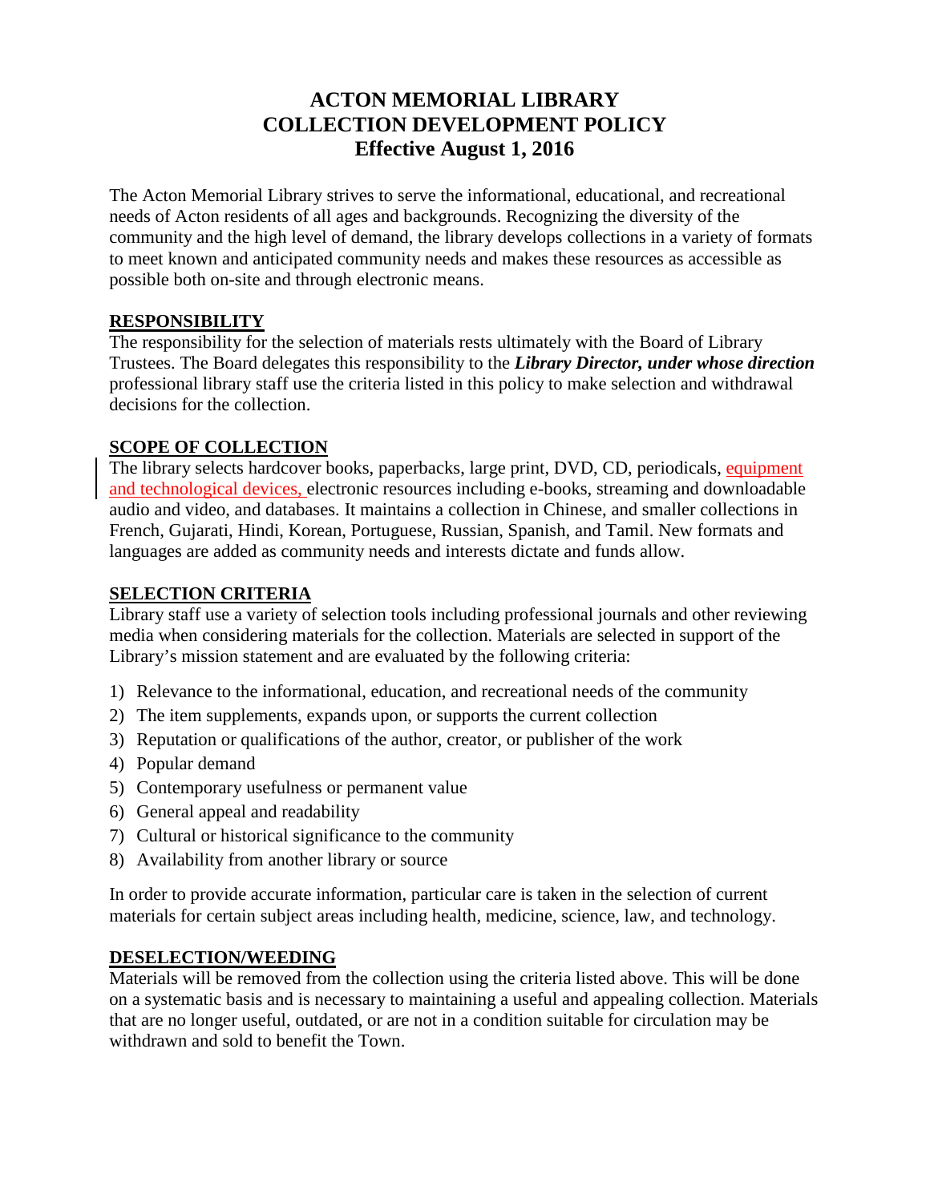# ACTON MEMORIAL LIBRARY
# COLLECTION DEVELOPMENT POLICY
# Effective August 1, 2016

The Acton Memorial Library strives to serve the informational, educational, and recreational needs of Acton residents of all ages and backgrounds. Recognizing the diversity of the community and the high level of demand, the library develops collections in a variety of formats to meet known and anticipated community needs and makes these resources as accessible as possible both on-site and through electronic means.

## RESPONSIBILITY

The responsibility for the selection of materials rests ultimately with the Board of Library Trustees. The Board delegates this responsibility to the ***Library Director, under whose direction*** professional library staff use the criteria listed in this policy to make selection and withdrawal decisions for the collection.

## SCOPE OF COLLECTION

The library selects hardcover books, paperbacks, large print, DVD, CD, periodicals, equipment and technological devices, electronic resources including e-books, streaming and downloadable audio and video, and databases. It maintains a collection in Chinese, and smaller collections in French, Gujarati, Hindi, Korean, Portuguese, Russian, Spanish, and Tamil. New formats and languages are added as community needs and interests dictate and funds allow.

## SELECTION CRITERIA

Library staff use a variety of selection tools including professional journals and other reviewing media when considering materials for the collection. Materials are selected in support of the Library's mission statement and are evaluated by the following criteria:

1) Relevance to the informational, education, and recreational needs of the community
2) The item supplements, expands upon, or supports the current collection
3) Reputation or qualifications of the author, creator, or publisher of the work
4) Popular demand
5) Contemporary usefulness or permanent value
6) General appeal and readability
7) Cultural or historical significance to the community
8) Availability from another library or source

In order to provide accurate information, particular care is taken in the selection of current materials for certain subject areas including health, medicine, science, law, and technology.

## DESELECTION/WEEDING

Materials will be removed from the collection using the criteria listed above. This will be done on a systematic basis and is necessary to maintaining a useful and appealing collection. Materials that are no longer useful, outdated, or are not in a condition suitable for circulation may be withdrawn and sold to benefit the Town.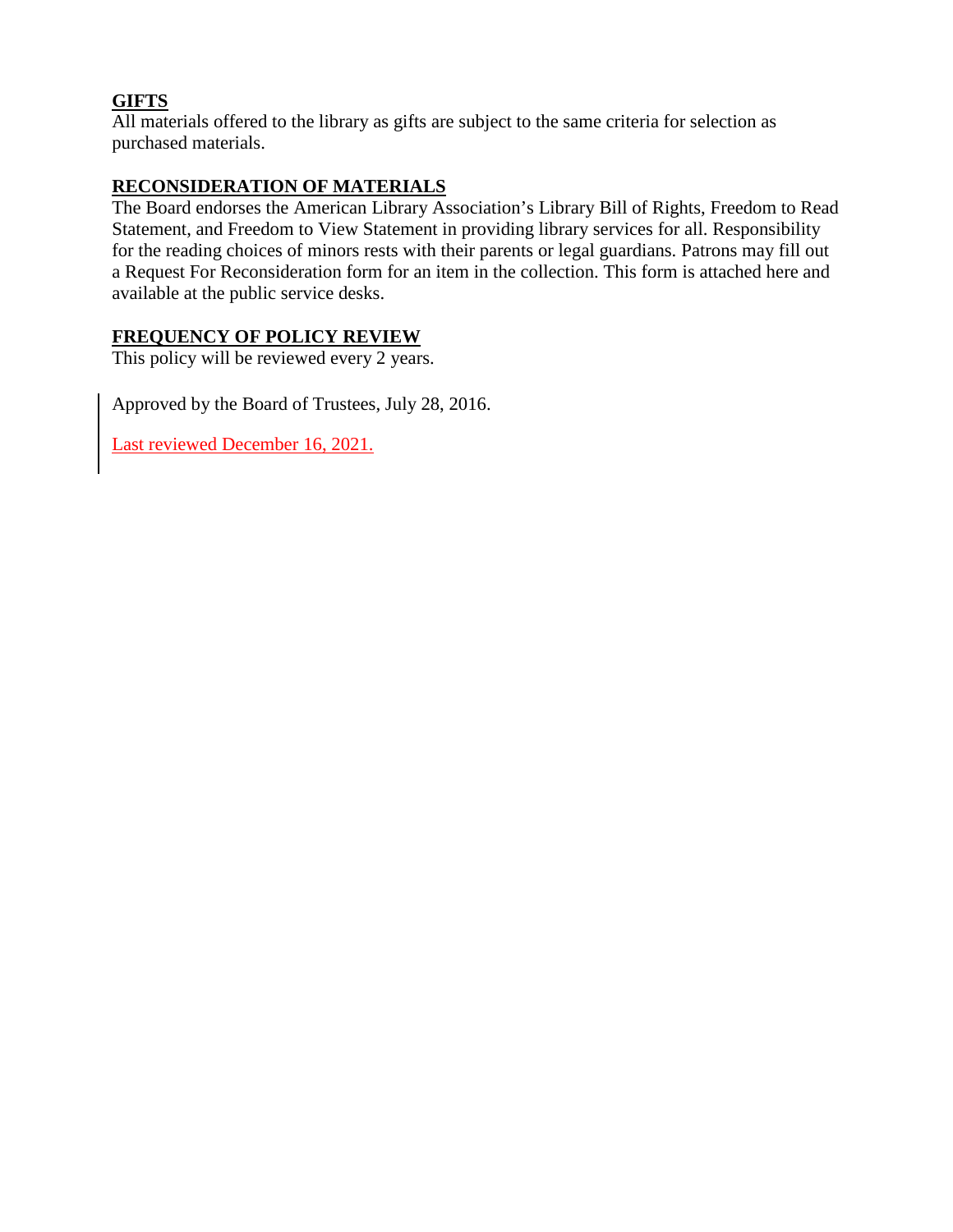**GIFTS**

All materials offered to the library as gifts are subject to the same criteria for selection as purchased materials.

**RECONSIDERATION OF MATERIALS**

The Board endorses the American Library Association's Library Bill of Rights, Freedom to Read Statement, and Freedom to View Statement in providing library services for all. Responsibility for the reading choices of minors rests with their parents or legal guardians. Patrons may fill out a Request For Reconsideration form for an item in the collection. This form is attached here and available at the public service desks.

**FREQUENCY OF POLICY REVIEW**

This policy will be reviewed every 2 years.

Approved by the Board of Trustees, July 28, 2016.

Last reviewed December 16, 2021.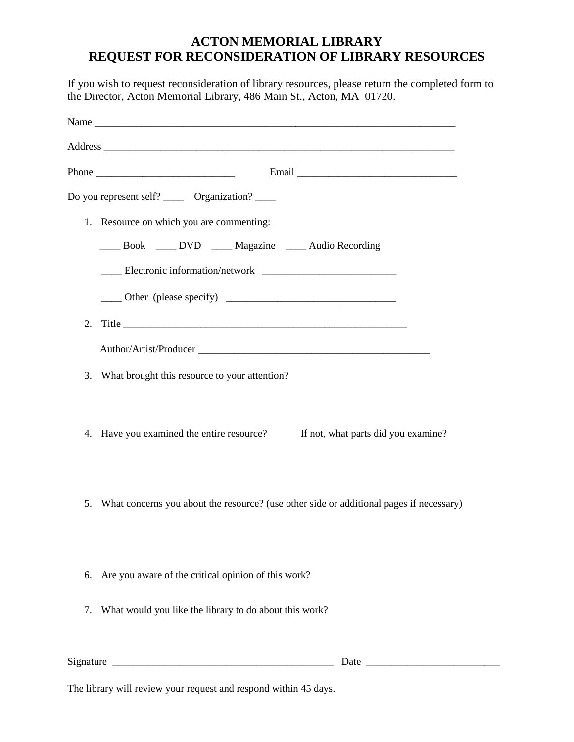# ACTON MEMORIAL LIBRARY
# REQUEST FOR RECONSIDERATION OF LIBRARY RESOURCES

If you wish to request reconsideration of library resources, please return the completed form to the Director, Acton Memorial Library, 486 Main St., Acton, MA 01720.

Name ___________________________________________________________________________

Address _________________________________________________________________________

Phone ___________________________ Email _______________________________

Do you represent self? ____ Organization? ____

1. Resource on which you are commenting:

   ____ Book ____ DVD ____ Magazine ____ Audio Recording

   ____ Electronic information/network __________________________

   ____ Other (please specify) _________________________________

2. Title _________________________________________________________

   Author/Artist/Producer _____________________________________________

3. What brought this resource to your attention?

4. Have you examined the entire resource? If not, what parts did you examine?

5. What concerns you about the resource? (use other side or additional pages if necessary)

6. Are you aware of the critical opinion of this work?

7. What would you like the library to do about this work?

Signature ___________________________________________ Date __________________________

The library will review your request and respond within 45 days.